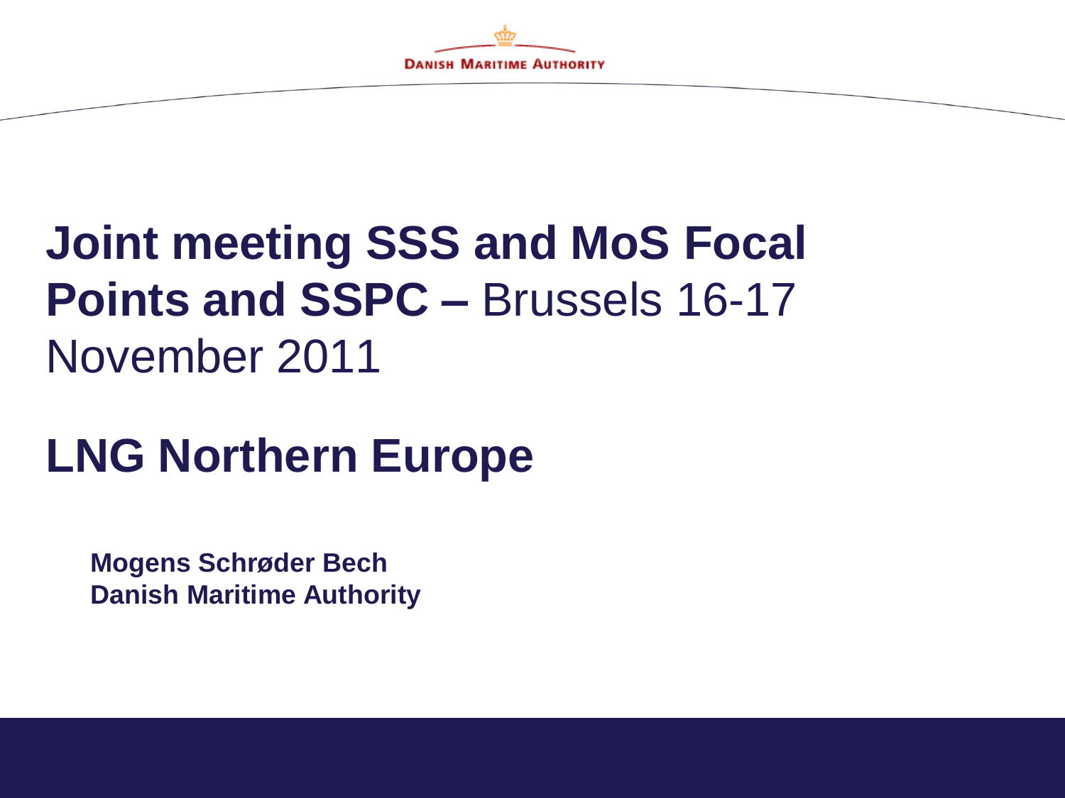DANISH MARITIME AUTHORITY

# **Joint meeting SSS and MoS Focal Points and SSPC –** Brussels 16-17 November 2011

# LNG Northern Europe

**Mogens Schrøder Bech**
**Danish Maritime Authority**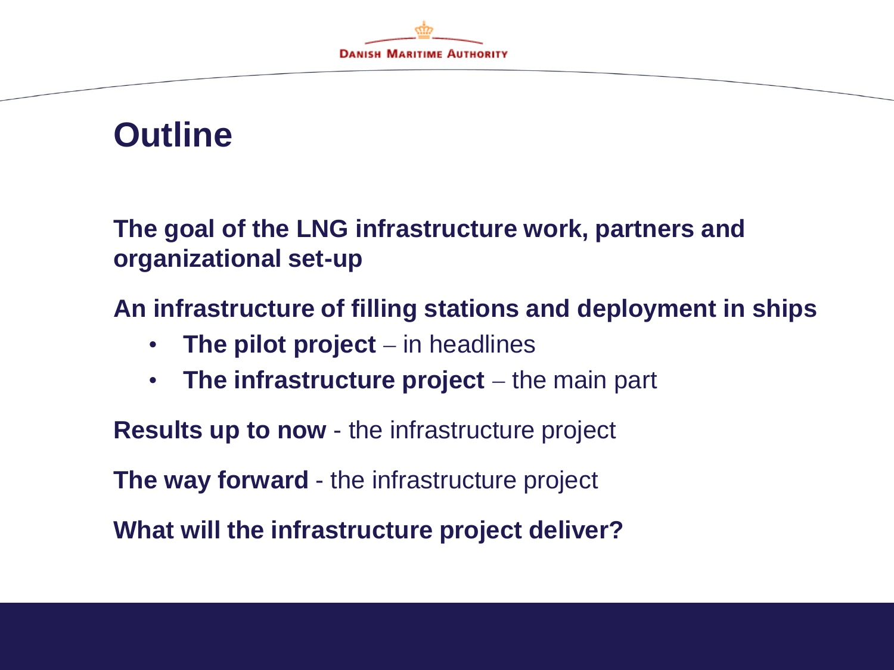# Outline

**The goal of the LNG infrastructure work, partners and organizational set-up**

**An infrastructure of filling stations and deployment in ships**

- **The pilot project** – in headlines
- **The infrastructure project** – the main part

**Results up to now** - the infrastructure project

**The way forward** - the infrastructure project

**What will the infrastructure project deliver?**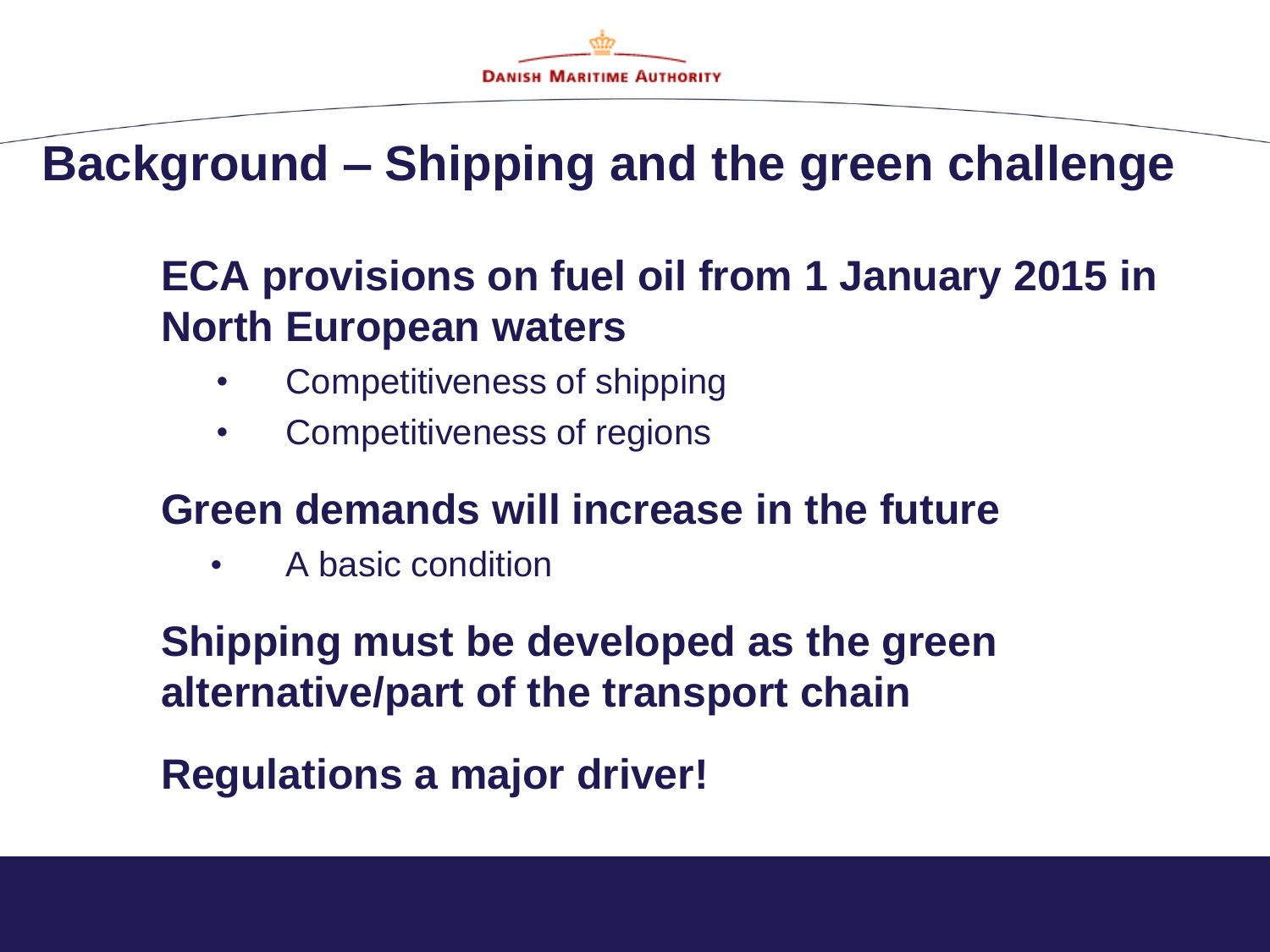# Background – Shipping and the green challenge

**ECA provisions on fuel oil from 1 January 2015 in North European waters**

- Competitiveness of shipping
- Competitiveness of regions

**Green demands will increase in the future**

- A basic condition

**Shipping must be developed as the green alternative/part of the transport chain**

**Regulations a major driver!**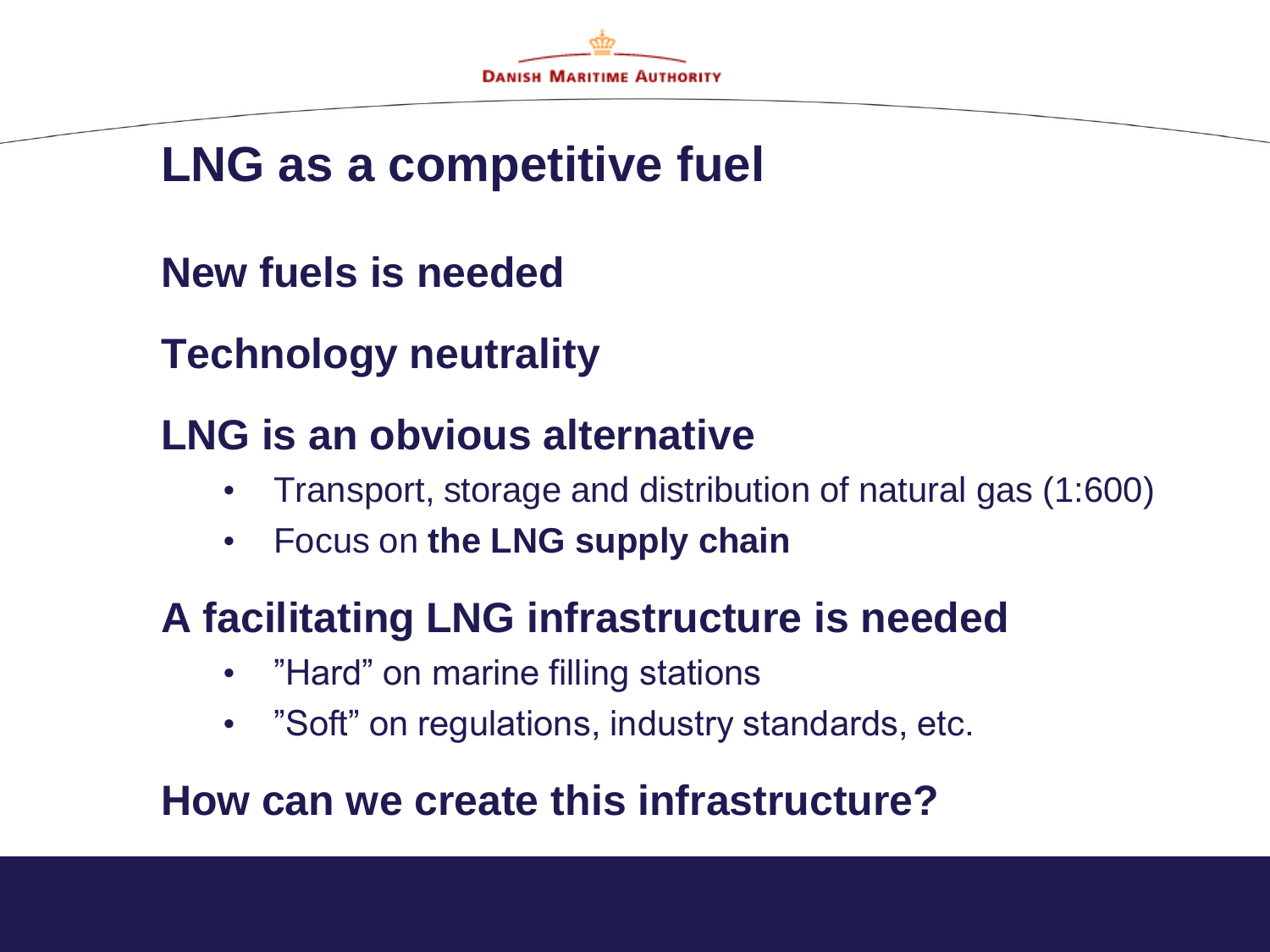# LNG as a competitive fuel

**New fuels is needed**

**Technology neutrality**

**LNG is an obvious alternative**

- Transport, storage and distribution of natural gas (1:600)
- Focus on **the LNG supply chain**

**A facilitating LNG infrastructure is needed**

- ”Hard” on marine filling stations
- ”Soft” on regulations, industry standards, etc.

**How can we create this infrastructure?**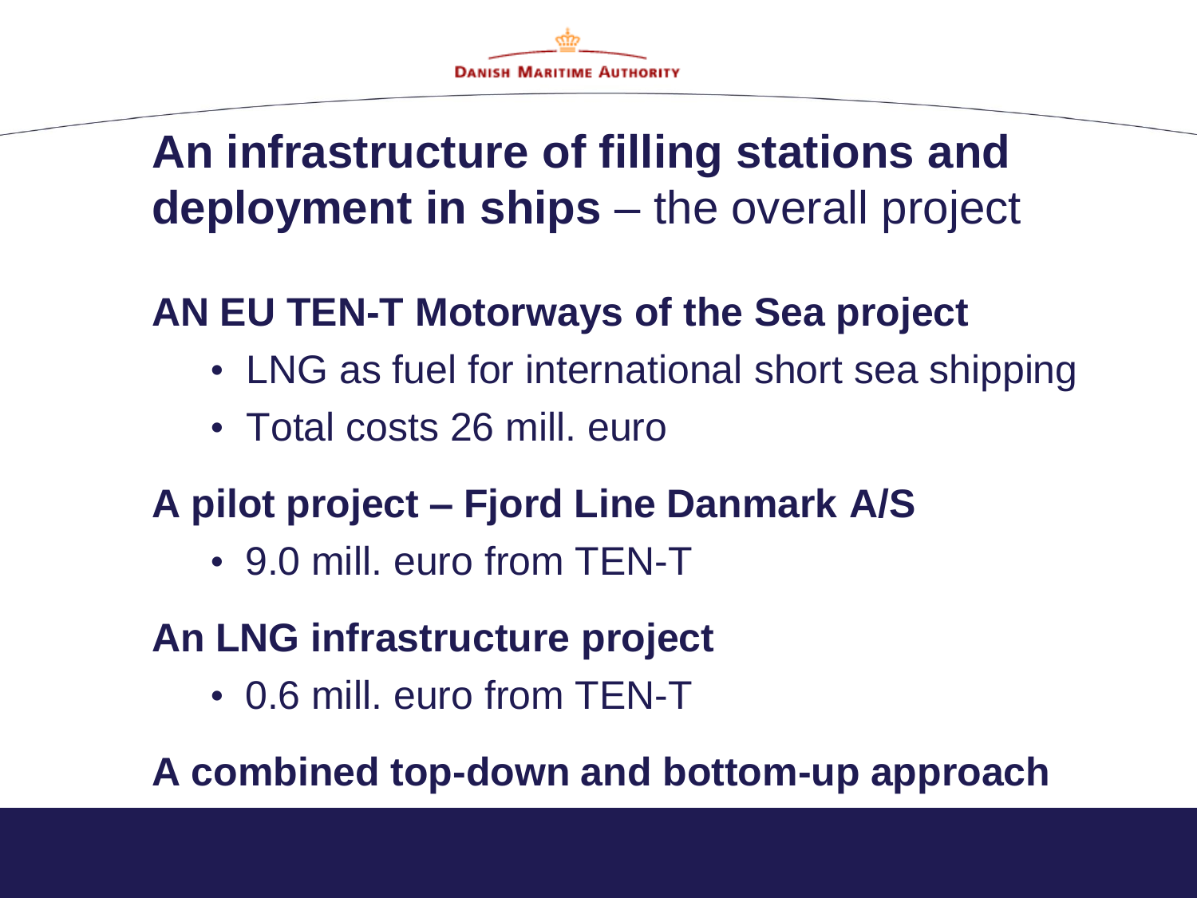# **An infrastructure of filling stations and deployment in ships** – the overall project

## AN EU TEN-T Motorways of the Sea project

- LNG as fuel for international short sea shipping
- Total costs 26 mill. euro

## A pilot project – Fjord Line Danmark A/S

- 9.0 mill. euro from TEN-T

## An LNG infrastructure project

- 0.6 mill. euro from TEN-T

## A combined top-down and bottom-up approach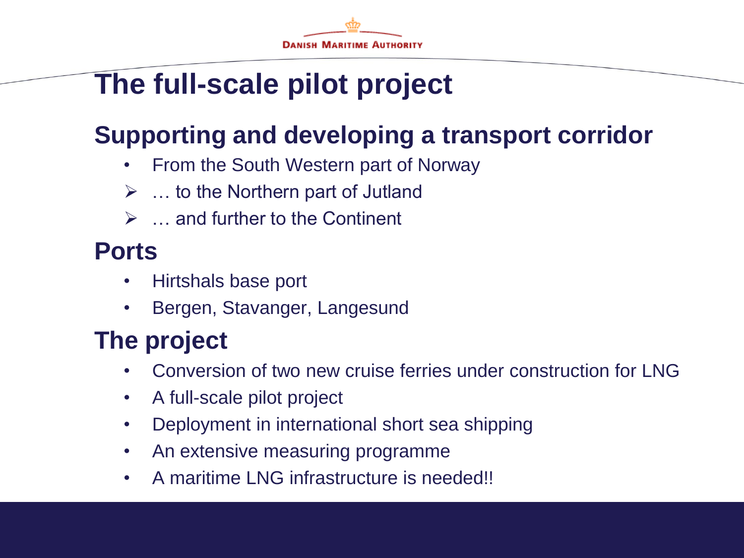# The full-scale pilot project

## Supporting and developing a transport corridor

- From the South Western part of Norway
- ➢ … to the Northern part of Jutland
- ➢ … and further to the Continent

## Ports

- Hirtshals base port
- Bergen, Stavanger, Langesund

## The project

- Conversion of two new cruise ferries under construction for LNG
- A full-scale pilot project
- Deployment in international short sea shipping
- An extensive measuring programme
- A maritime LNG infrastructure is needed!!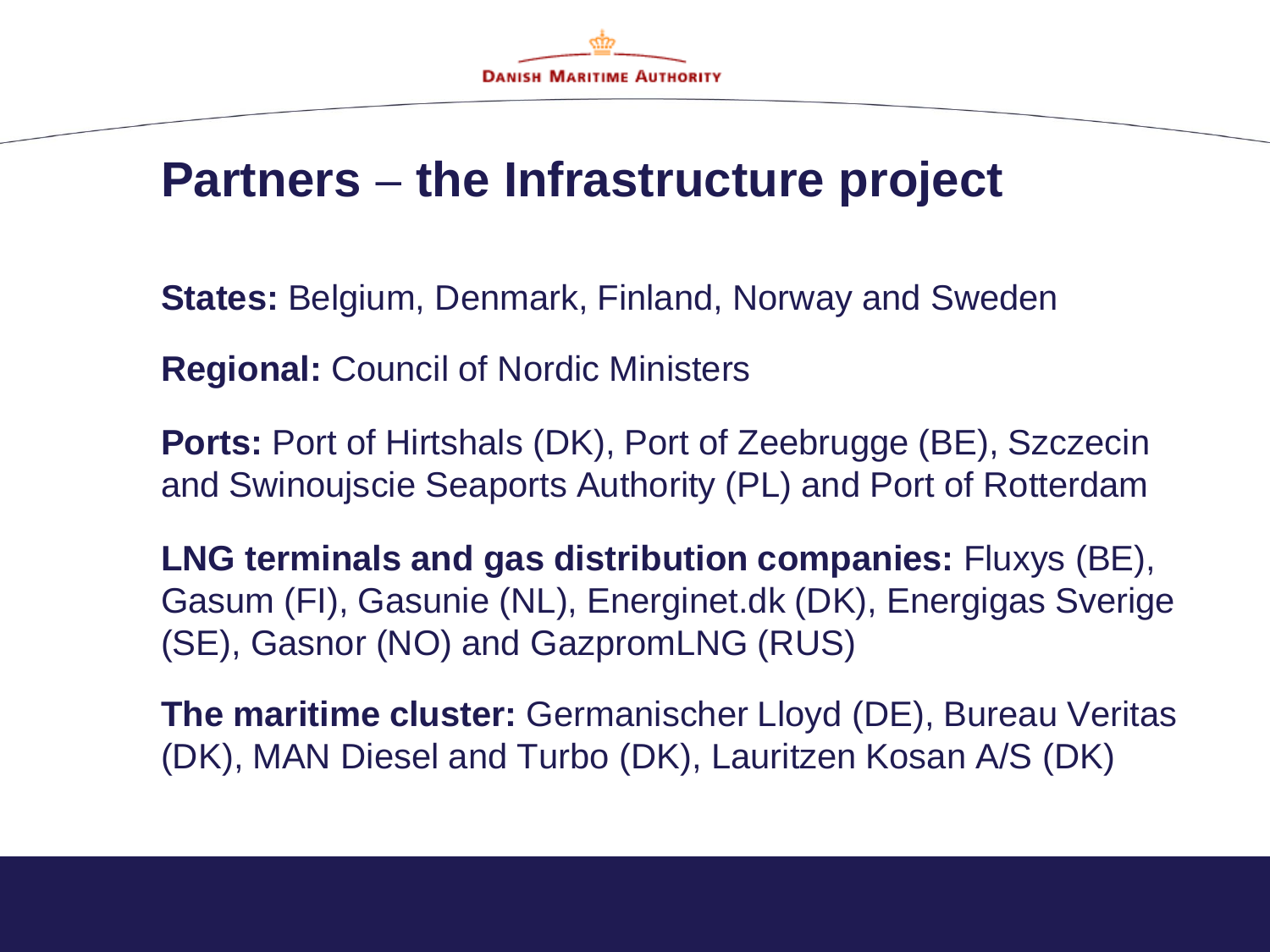# Partners – the Infrastructure project

**States:** Belgium, Denmark, Finland, Norway and Sweden

**Regional:** Council of Nordic Ministers

**Ports:** Port of Hirtshals (DK), Port of Zeebrugge (BE), Szczecin and Swinoujscie Seaports Authority (PL) and Port of Rotterdam

**LNG terminals and gas distribution companies:** Fluxys (BE), Gasum (FI), Gasunie (NL), Energinet.dk (DK), Energigas Sverige (SE), Gasnor (NO) and GazpromLNG (RUS)

**The maritime cluster:** Germanischer Lloyd (DE), Bureau Veritas (DK), MAN Diesel and Turbo (DK), Lauritzen Kosan A/S (DK)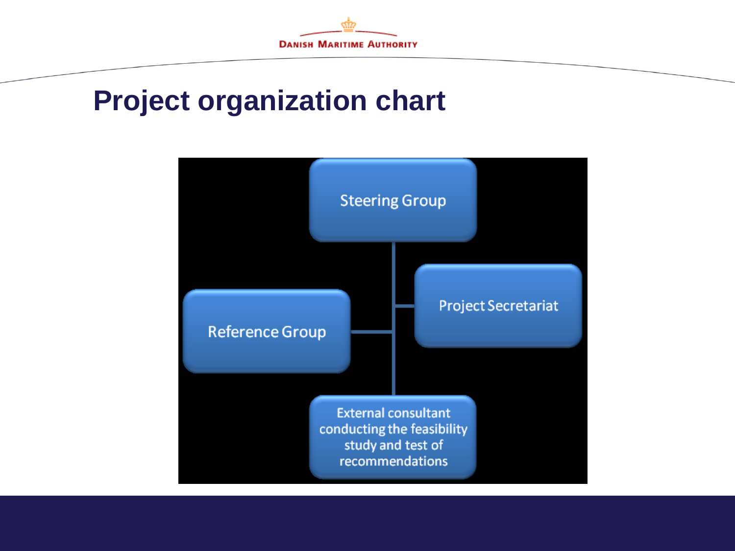# Project organization chart

- Steering Group
  - Project Secretariat
  - Reference Group
  - External consultant conducting the feasibility study and test of recommendations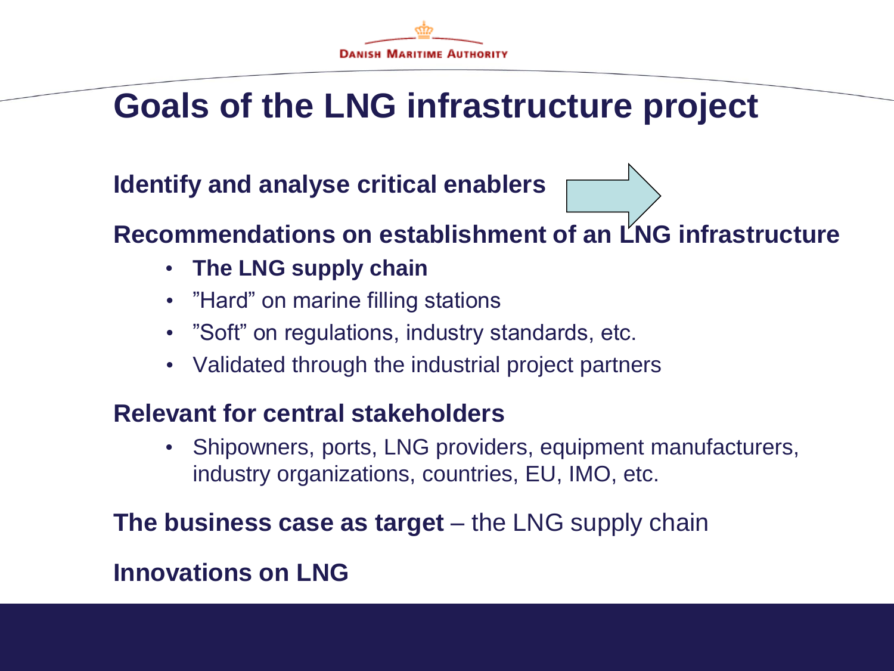# Goals of the LNG infrastructure project

**Identify and analyse critical enablers**

**Recommendations on establishment of an LNG infrastructure**

- **The LNG supply chain**
- ”Hard” on marine filling stations
- ”Soft” on regulations, industry standards, etc.
- Validated through the industrial project partners

**Relevant for central stakeholders**

- Shipowners, ports, LNG providers, equipment manufacturers, industry organizations, countries, EU, IMO, etc.

**The business case as target** – the LNG supply chain

**Innovations on LNG**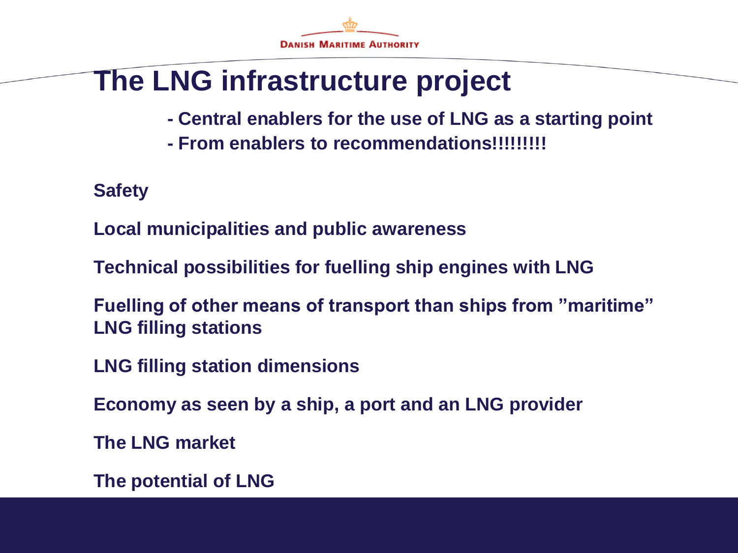# The LNG infrastructure project

- Central enablers for the use of LNG as a starting point
- From enablers to recommendations!!!!!!!!!

**Safety**

**Local municipalities and public awareness**

**Technical possibilities for fuelling ship engines with LNG**

**Fuelling of other means of transport than ships from "maritime" LNG filling stations**

**LNG filling station dimensions**

**Economy as seen by a ship, a port and an LNG provider**

**The LNG market**

**The potential of LNG**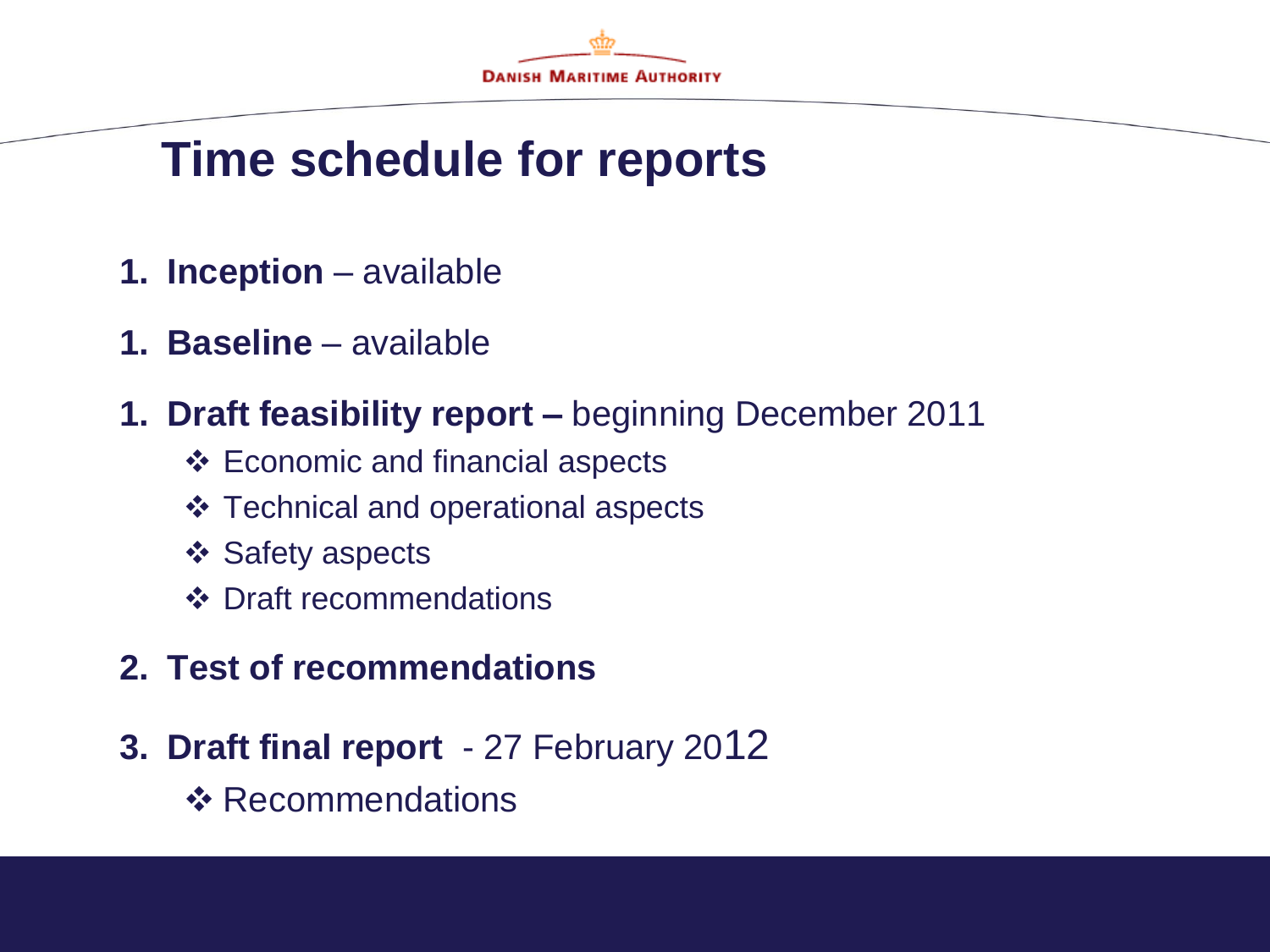# Time schedule for reports

1. **Inception** – available

1. **Baseline** – available

1. **Draft feasibility report –** beginning December 2011
   - ❖ Economic and financial aspects
   - ❖ Technical and operational aspects
   - ❖ Safety aspects
   - ❖ Draft recommendations

2. **Test of recommendations**

3. **Draft final report** - 27 February 2012
   - ❖ Recommendations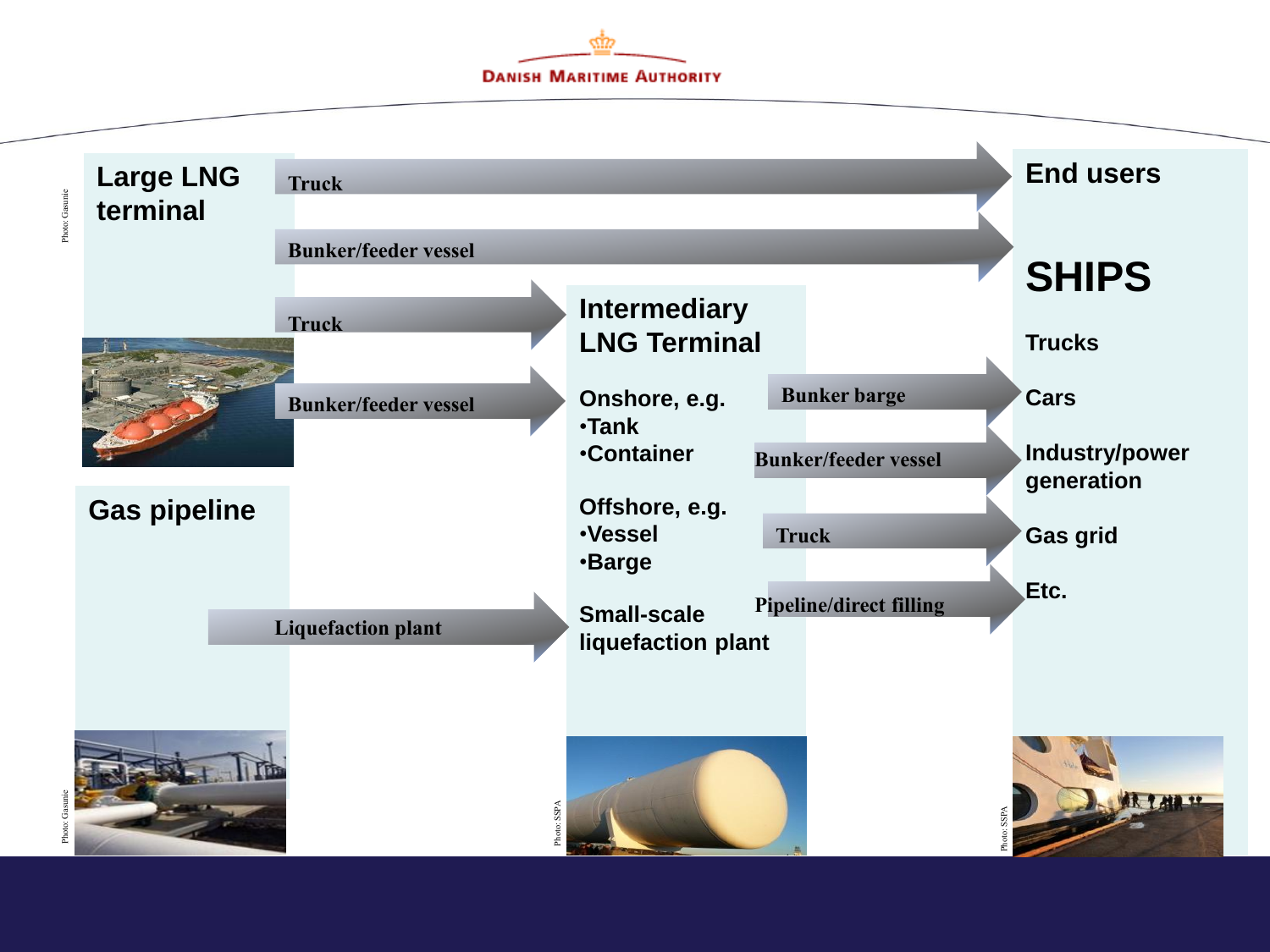# Large LNG terminal

Truck → End users

Bunker/feeder vessel → End users

Truck → Intermediary LNG Terminal

Bunker/feeder vessel → Intermediary LNG Terminal

# Gas pipeline

Liquefaction plant → Small-scale liquefaction plant

# Intermediary LNG Terminal

Onshore, e.g.
- Tank
- Container

Offshore, e.g.
- Vessel
- Barge

Small-scale liquefaction plant

Bunker barge →

Bunker/feeder vessel →

Truck →

Pipeline/direct filling →

# End users

## SHIPS

Trucks

Cars

Industry/power generation

Gas grid

Etc.

Photo: Gasunie

Photo: Gasunie

Photo: SSPA

Photo: SSPA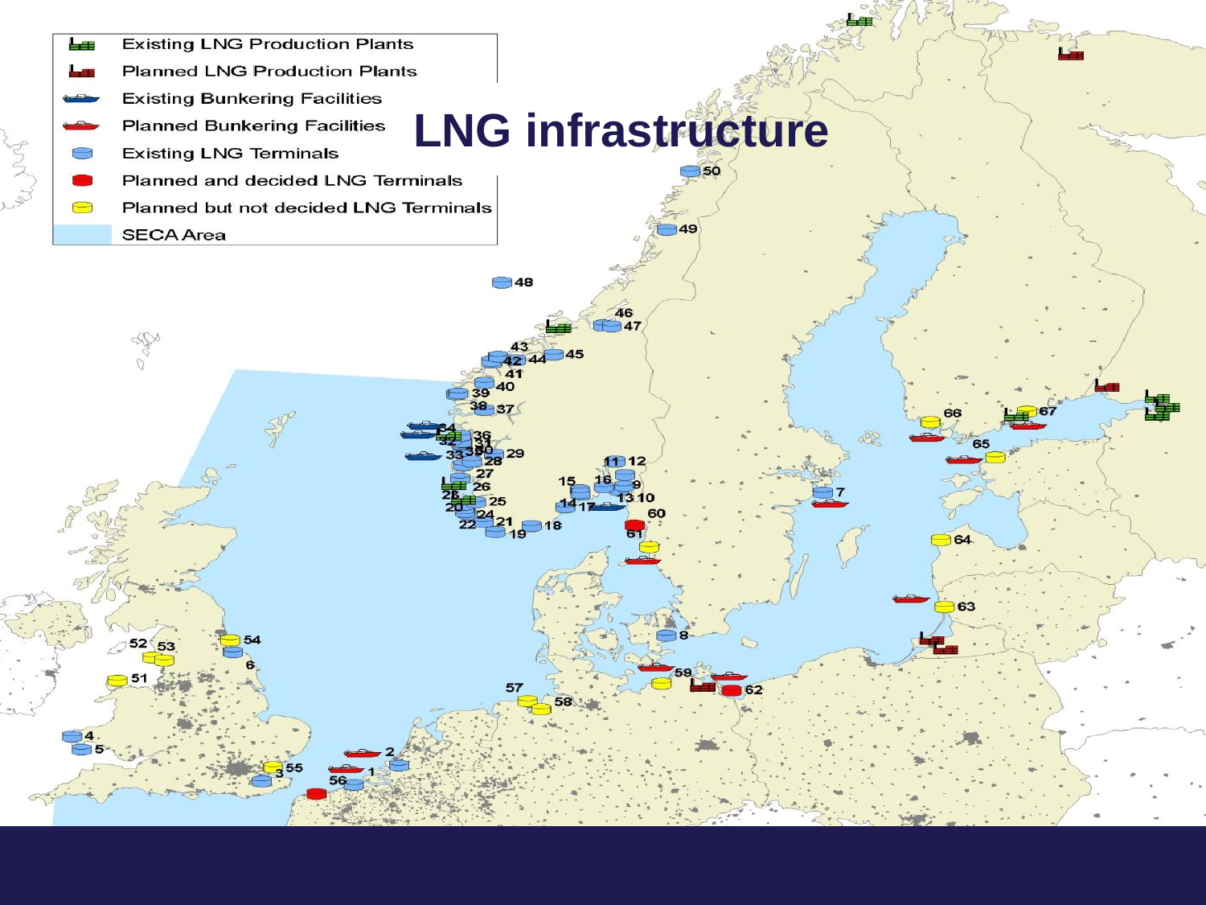# LNG infrastructure

- Existing LNG Production Plants
- Planned LNG Production Plants
- Existing Bunkering Facilities
- Planned Bunkering Facilities
- Existing LNG Terminals
- Planned and decided LNG Terminals
- Planned but not decided LNG Terminals
- SECA Area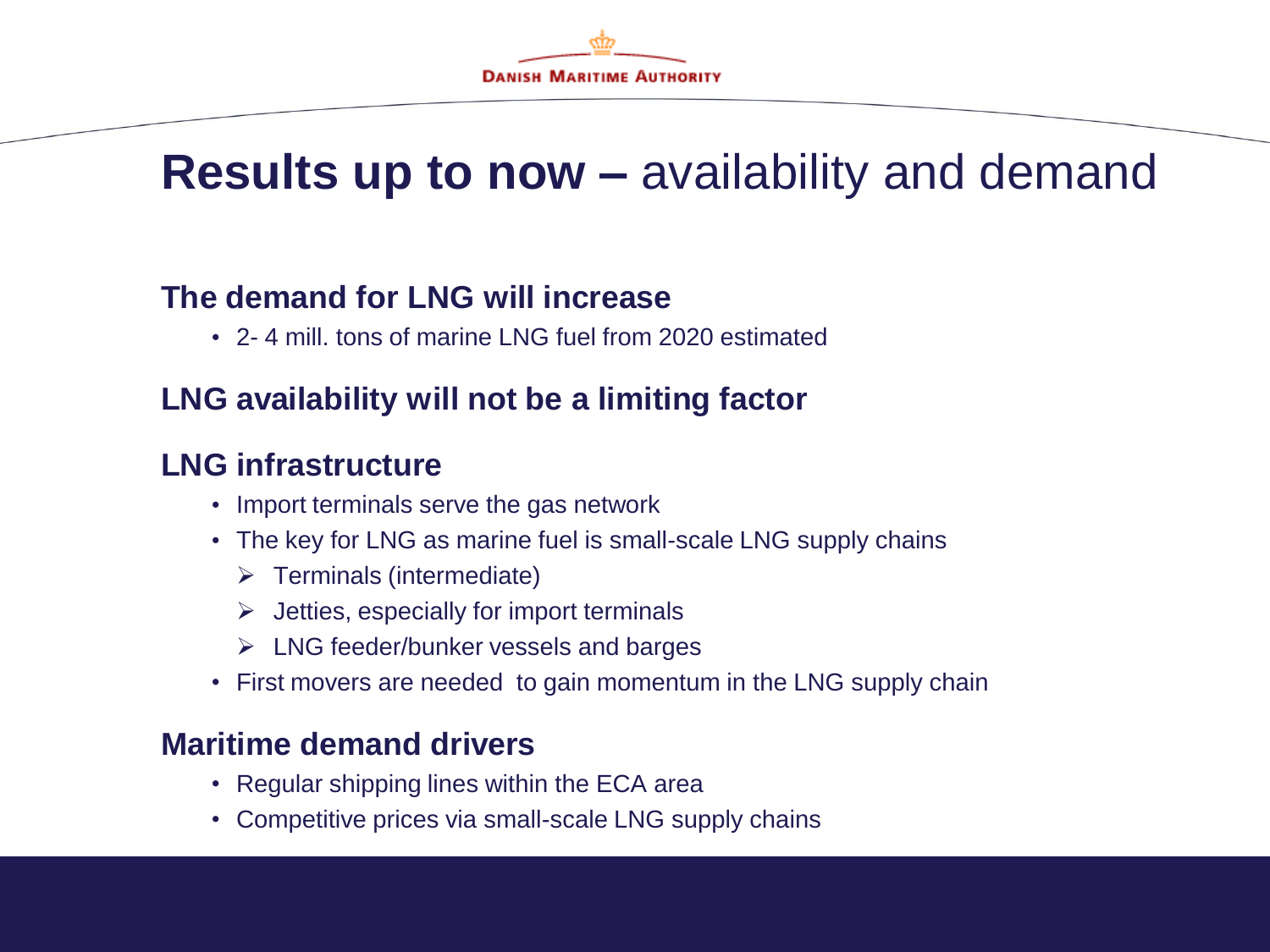# **Results up to now –** availability and demand

### The demand for LNG will increase

- 2- 4 mill. tons of marine LNG fuel from 2020 estimated

### LNG availability will not be a limiting factor

### LNG infrastructure

- Import terminals serve the gas network
- The key for LNG as marine fuel is small-scale LNG supply chains
  - Terminals (intermediate)
  - Jetties, especially for import terminals
  - LNG feeder/bunker vessels and barges
- First movers are needed to gain momentum in the LNG supply chain

### Maritime demand drivers

- Regular shipping lines within the ECA area
- Competitive prices via small-scale LNG supply chains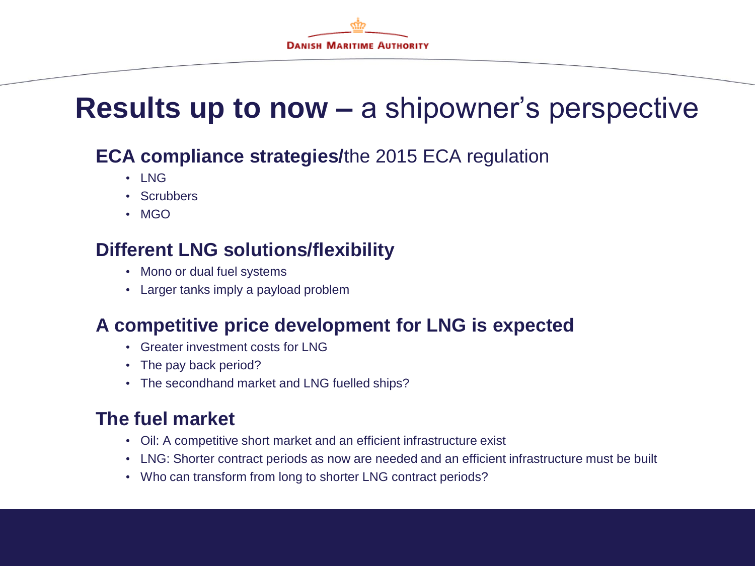# **Results up to now –** a shipowner's perspective

## **ECA compliance strategies/**the 2015 ECA regulation

- LNG
- Scrubbers
- MGO

## Different LNG solutions/flexibility

- Mono or dual fuel systems
- Larger tanks imply a payload problem

## A competitive price development for LNG is expected

- Greater investment costs for LNG
- The pay back period?
- The secondhand market and LNG fuelled ships?

## The fuel market

- Oil: A competitive short market and an efficient infrastructure exist
- LNG: Shorter contract periods as now are needed and an efficient infrastructure must be built
- Who can transform from long to shorter LNG contract periods?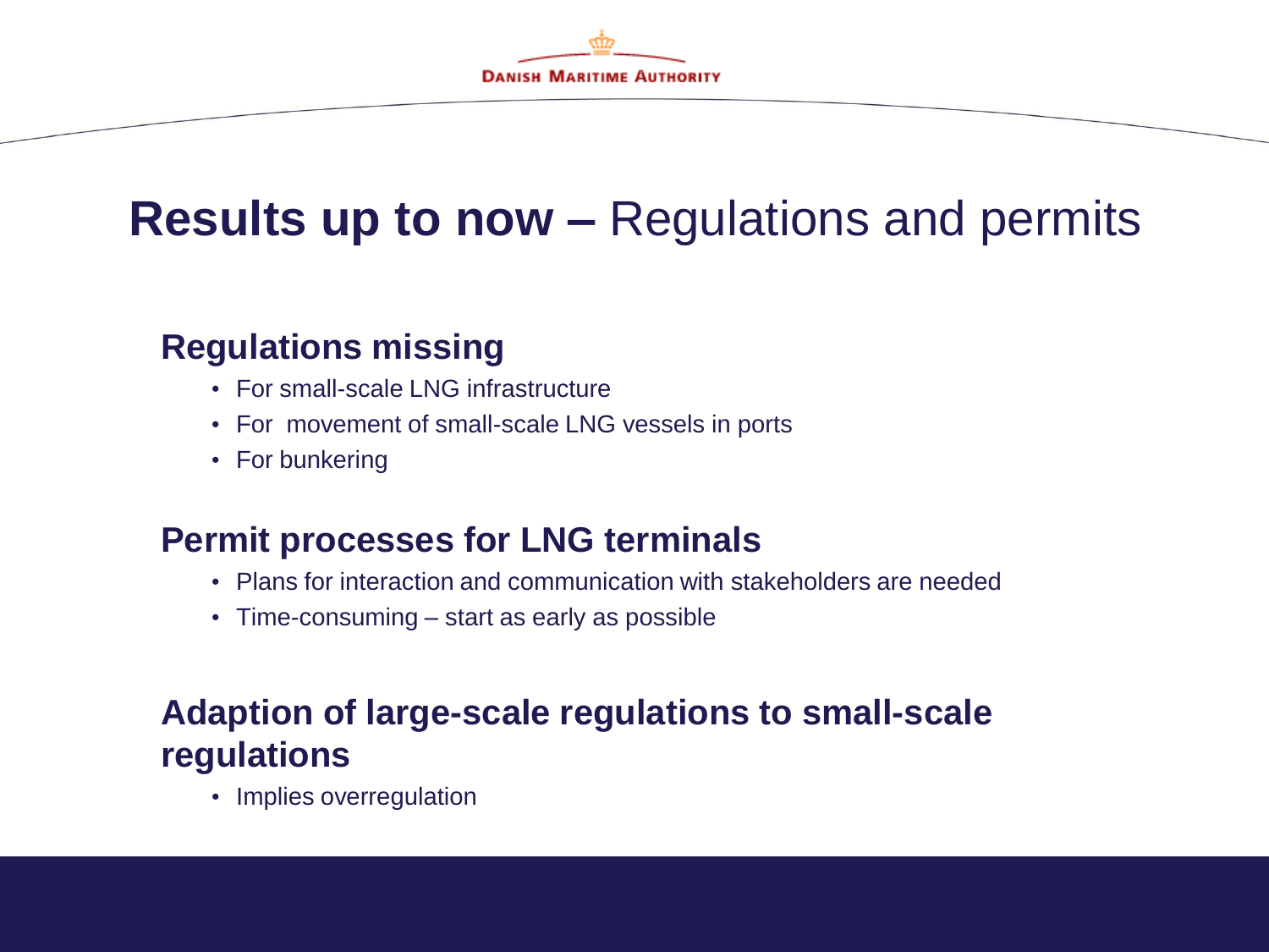# **Results up to now –** Regulations and permits

## Regulations missing

- For small-scale LNG infrastructure
- For movement of small-scale LNG vessels in ports
- For bunkering

## Permit processes for LNG terminals

- Plans for interaction and communication with stakeholders are needed
- Time-consuming – start as early as possible

## Adaption of large-scale regulations to small-scale regulations

- Implies overregulation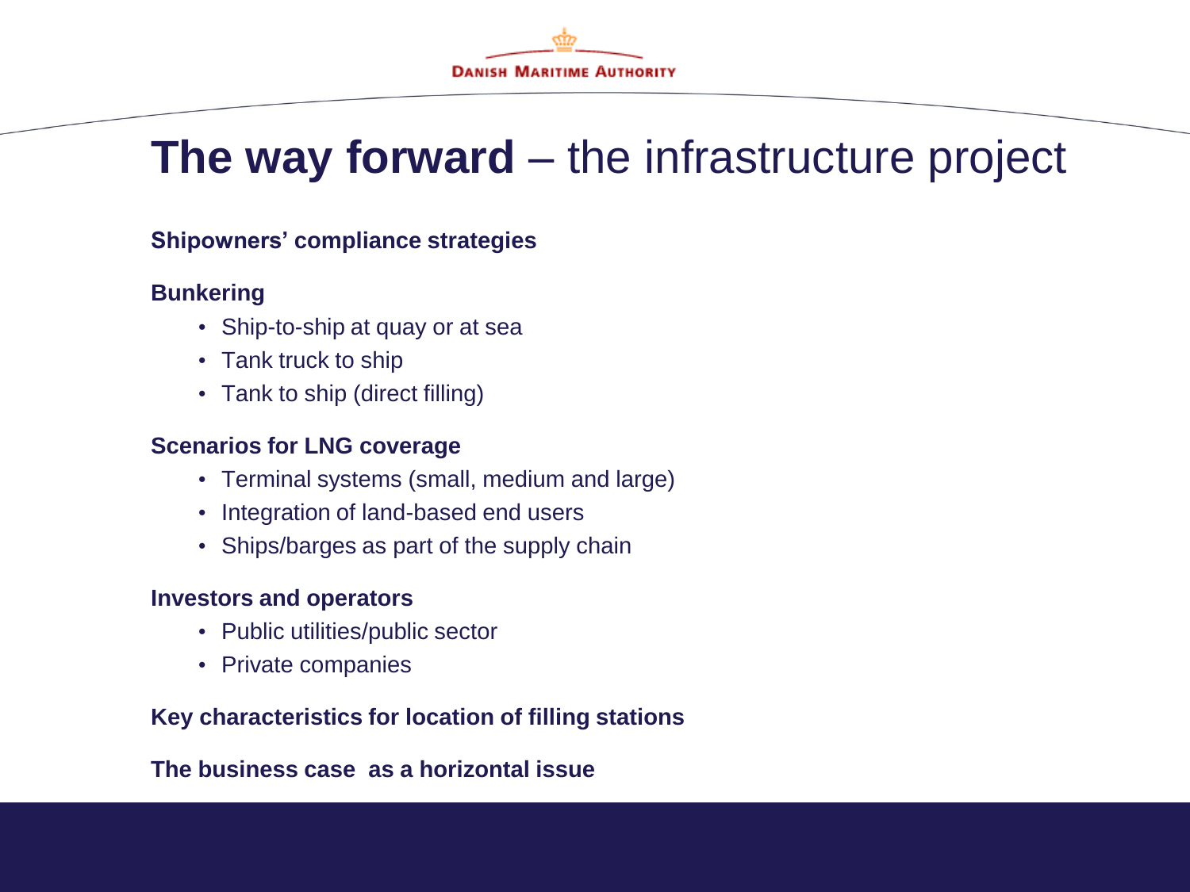# **The way forward** – the infrastructure project

**Shipowners' compliance strategies**

**Bunkering**

- Ship-to-ship at quay or at sea
- Tank truck to ship
- Tank to ship (direct filling)

**Scenarios for LNG coverage**

- Terminal systems (small, medium and large)
- Integration of land-based end users
- Ships/barges as part of the supply chain

**Investors and operators**

- Public utilities/public sector
- Private companies

**Key characteristics for location of filling stations**

**The business case as a horizontal issue**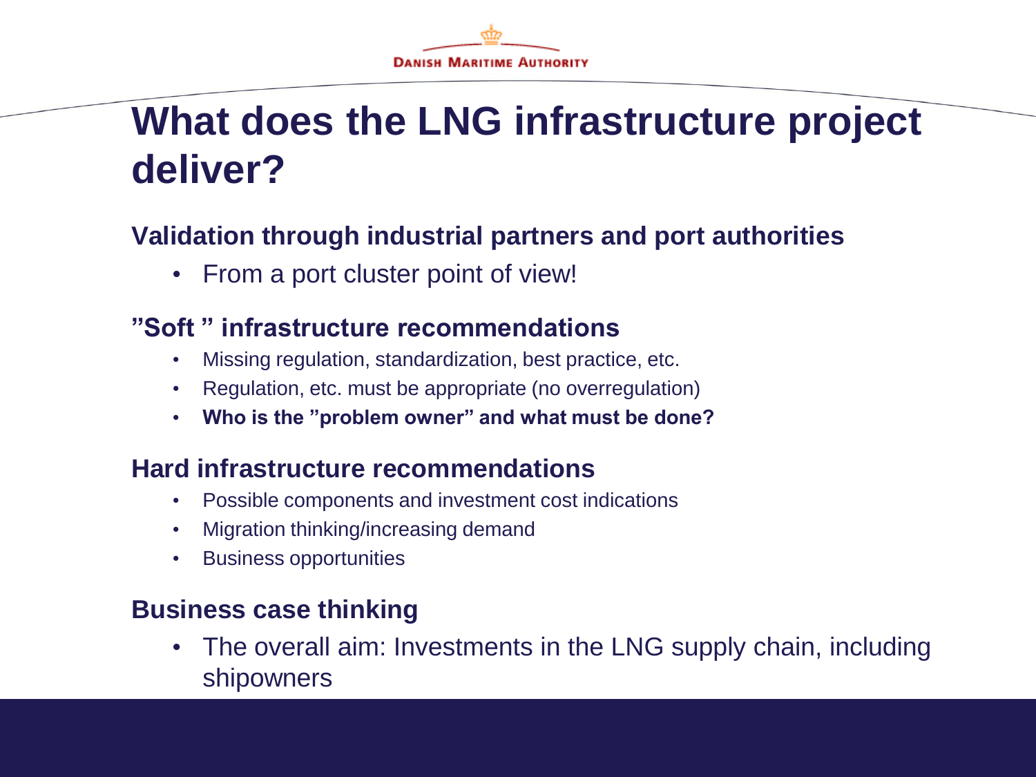# What does the LNG infrastructure project deliver?

### Validation through industrial partners and port authorities

- From a port cluster point of view!

### ”Soft ” infrastructure recommendations

- Missing regulation, standardization, best practice, etc.
- Regulation, etc. must be appropriate (no overregulation)
- **Who is the ”problem owner” and what must be done?**

### Hard infrastructure recommendations

- Possible components and investment cost indications
- Migration thinking/increasing demand
- Business opportunities

### Business case thinking

- The overall aim: Investments in the LNG supply chain, including shipowners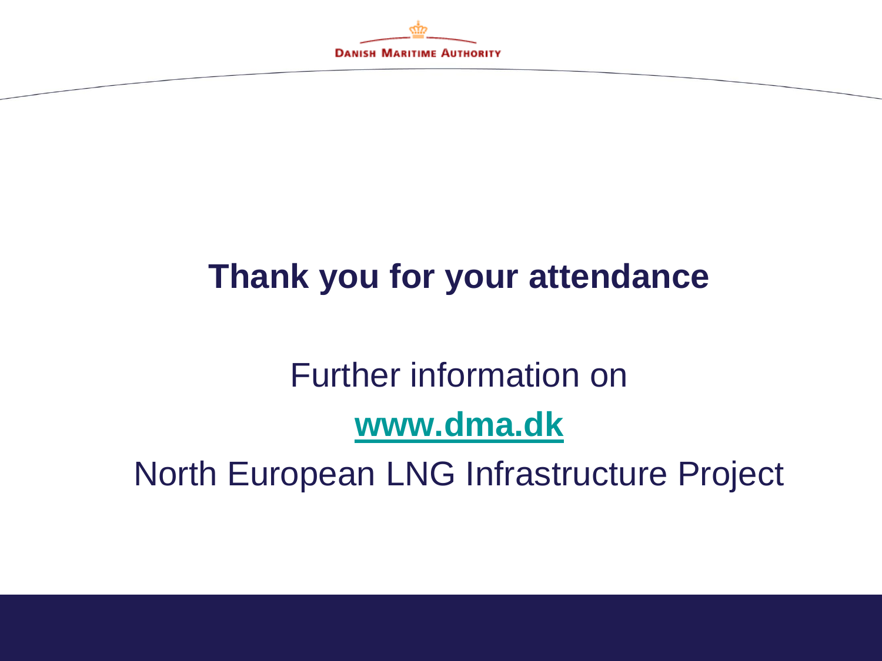# Thank you for your attendance

Further information on

**www.dma.dk**

North European LNG Infrastructure Project